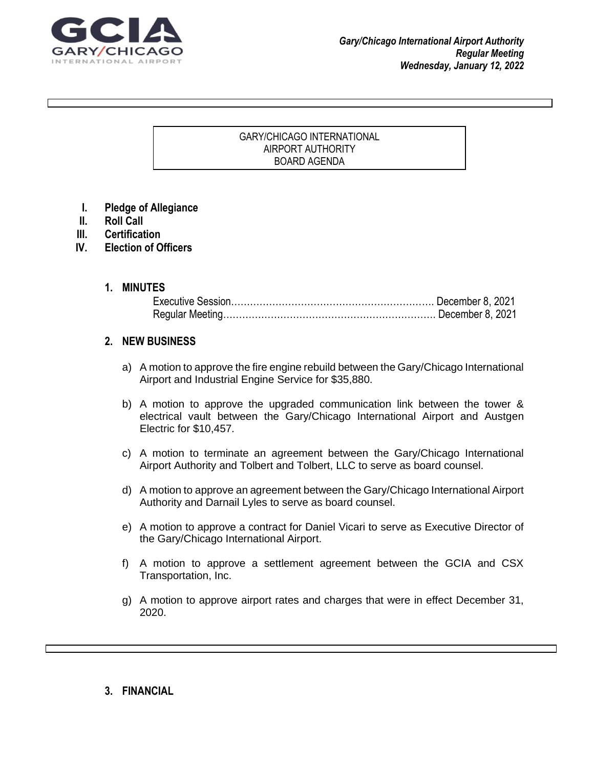*Gary/Chicago International Airport Authority*
***Regular Meeting***
***Wednesday, January 12, 2022***

GARY/CHICAGO INTERNATIONAL
AIRPORT AUTHORITY
BOARD AGENDA

- **I. Pledge of Allegiance**
- **II. Roll Call**
- **III. Certification**
- **IV. Election of Officers**

## 1. MINUTES

Executive Session…………………………………………………………. December 8, 2021
Regular Meeting……………………………………………………………. December 8, 2021

## 2. NEW BUSINESS

a) A motion to approve the fire engine rebuild between the Gary/Chicago International Airport and Industrial Engine Service for $35,880.

b) A motion to approve the upgraded communication link between the tower & electrical vault between the Gary/Chicago International Airport and Austgen Electric for $10,457.

c) A motion to terminate an agreement between the Gary/Chicago International Airport Authority and Tolbert and Tolbert, LLC to serve as board counsel.

d) A motion to approve an agreement between the Gary/Chicago International Airport Authority and Darnail Lyles to serve as board counsel.

e) A motion to approve a contract for Daniel Vicari to serve as Executive Director of the Gary/Chicago International Airport.

f) A motion to approve a settlement agreement between the GCIA and CSX Transportation, Inc.

g) A motion to approve airport rates and charges that were in effect December 31, 2020.

## 3. FINANCIAL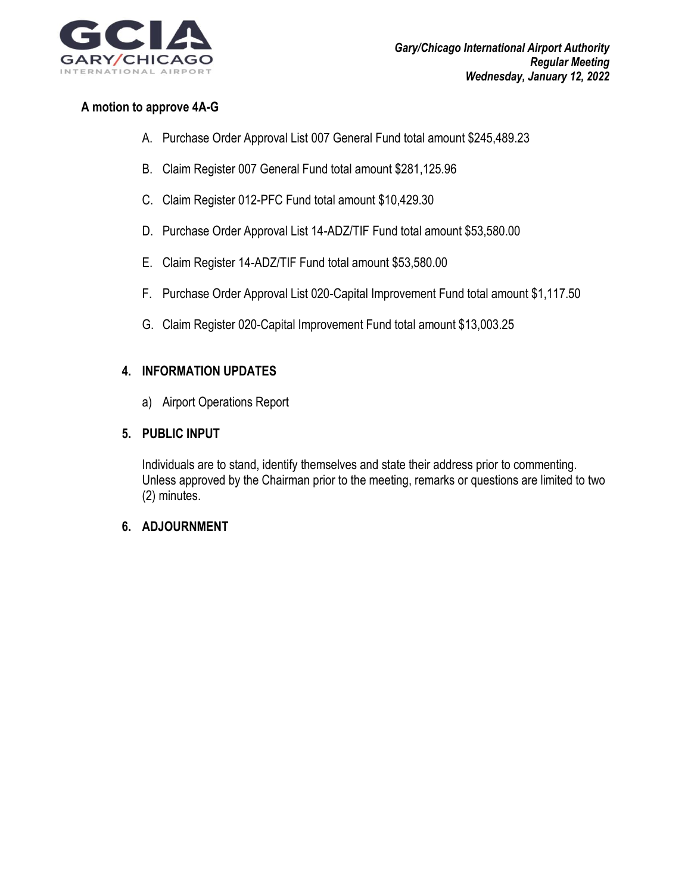**A motion to approve 4A-G**

A. Purchase Order Approval List 007 General Fund total amount $245,489.23

B. Claim Register 007 General Fund total amount $281,125.96

C. Claim Register 012-PFC Fund total amount $10,429.30

D. Purchase Order Approval List 14-ADZ/TIF Fund total amount $53,580.00

E. Claim Register 14-ADZ/TIF Fund total amount $53,580.00

F. Purchase Order Approval List 020-Capital Improvement Fund total amount $1,117.50

G. Claim Register 020-Capital Improvement Fund total amount $13,003.25

## 4. INFORMATION UPDATES

a) Airport Operations Report

## 5. PUBLIC INPUT

Individuals are to stand, identify themselves and state their address prior to commenting. Unless approved by the Chairman prior to the meeting, remarks or questions are limited to two (2) minutes.

## 6. ADJOURNMENT